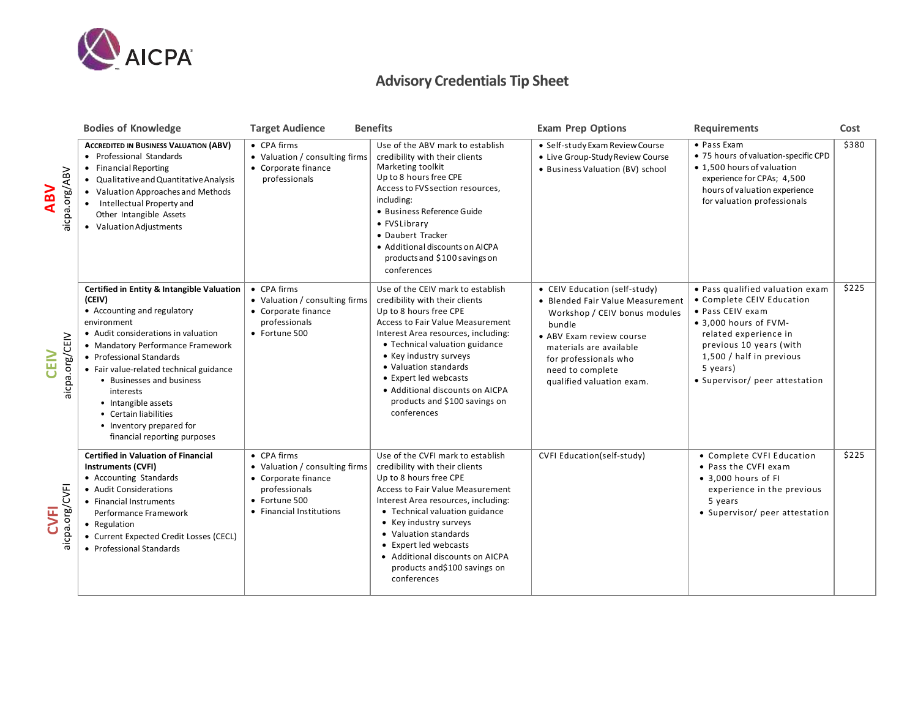# Advisory Credentials Tip Sheet

| | Bodies of Knowledge | Target Audience | Benefits | Exam Prep Options | Requirements | Cost |
|---|---|---|---|---|---|---|
| **ABV** aicpa.org/ABV | **Accredited in Business Valuation (ABV)**<br>• Professional Standards<br>• Financial Reporting<br>• Qualitative and Quantitative Analysis<br>• Valuation Approaches and Methods<br>• Intellectual Property and Other Intangible Assets<br>• Valuation Adjustments | • CPA firms<br>• Valuation / consulting firms<br>• Corporate finance professionals | Use of the ABV mark to establish credibility with their clients<br>Marketing toolkit<br>Up to 8 hours free CPE<br>Access to FVS section resources, including:<br>• Business Reference Guide<br>• FVS Library<br>• Daubert Tracker<br>• Additional discounts on AICPA products and $100 savings on conferences | • Self-study Exam Review Course<br>• Live Group-Study Review Course<br>• Business Valuation (BV) school | • Pass Exam<br>• 75 hours of valuation-specific CPD<br>• 1,500 hours of valuation experience for CPAs; 4,500 hours of valuation experience for valuation professionals | $380 |
| **CEIV** aicpa.org/CEIV | **Certified in Entity & Intangible Valuation (CEIV)**<br>• Accounting and regulatory environment<br>• Audit considerations in valuation<br>• Mandatory Performance Framework<br>• Professional Standards<br>• Fair value-related technical guidance<br>&nbsp;&nbsp;• Businesses and business interests<br>&nbsp;&nbsp;• Intangible assets<br>&nbsp;&nbsp;• Certain liabilities<br>&nbsp;&nbsp;• Inventory prepared for financial reporting purposes | • CPA firms<br>• Valuation / consulting firms<br>• Corporate finance professionals<br>• Fortune 500 | Use of the CEIV mark to establish credibility with their clients<br>Up to 8 hours free CPE<br>Access to Fair Value Measurement Interest Area resources, including:<br>• Technical valuation guidance<br>• Key industry surveys<br>• Valuation standards<br>• Expert led webcasts<br>• Additional discounts on AICPA products and $100 savings on conferences | • CEIV Education (self-study)<br>• Blended Fair Value Measurement Workshop / CEIV bonus modules bundle<br>• ABV Exam review course materials are available for professionals who need to complete qualified valuation exam. | • Pass qualified valuation exam<br>• Complete CEIV Education<br>• Pass CEIV exam<br>• 3,000 hours of FVM-related experience in previous 10 years (with 1,500 / half in previous 5 years)<br>• Supervisor/ peer attestation | $225 |
| **CVFI** aicpa.org/CVFI | **Certified in Valuation of Financial Instruments (CVFI)**<br>• Accounting Standards<br>• Audit Considerations<br>• Financial Instruments Performance Framework<br>• Regulation<br>• Current Expected Credit Losses (CECL)<br>• Professional Standards | • CPA firms<br>• Valuation / consulting firms<br>• Corporate finance professionals<br>• Fortune 500<br>• Financial Institutions | Use of the CVFI mark to establish credibility with their clients<br>Up to 8 hours free CPE<br>Access to Fair Value Measurement Interest Area resources, including:<br>• Technical valuation guidance<br>• Key industry surveys<br>• Valuation standards<br>• Expert led webcasts<br>• Additional discounts on AICPA products and$100 savings on conferences | CVFI Education(self-study) | • Complete CVFI Education<br>• Pass the CVFI exam<br>• 3,000 hours of FI experience in the previous 5 years<br>• Supervisor/ peer attestation | $225 |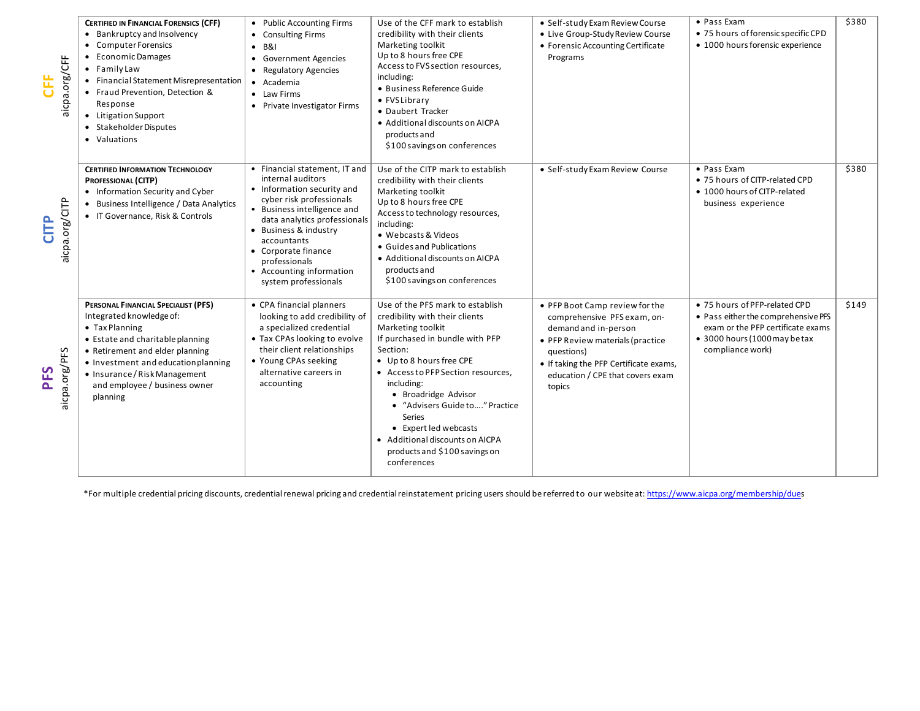| | | | | | | |
|---|---|---|---|---|---|---|
| **CFF** aicpa.org/CFF | **CERTIFIED IN FINANCIAL FORENSICS (CFF)**<br>• Bankruptcy and Insolvency<br>• Computer Forensics<br>• Economic Damages<br>• Family Law<br>• Financial Statement Misrepresentation<br>• Fraud Prevention, Detection & Response<br>• Litigation Support<br>• Stakeholder Disputes<br>• Valuations | • Public Accounting Firms<br>• Consulting Firms<br>• B&I<br>• Government Agencies<br>• Regulatory Agencies<br>• Academia<br>• Law Firms<br>• Private Investigator Firms | Use of the CFF mark to establish credibility with their clients<br>Marketing toolkit<br>Up to 8 hours free CPE<br>Access to FVS section resources, including:<br>• Business Reference Guide<br>• FVS Library<br>• Daubert Tracker<br>• Additional discounts on AICPA products and $100 savings on conferences | • Self-study Exam Review Course<br>• Live Group-Study Review Course<br>• Forensic Accounting Certificate Programs | • Pass Exam<br>• 75 hours of forensic specific CPD<br>• 1000 hours forensic experience | $380 |
| **CITP** aicpa.org/CITP | **CERTIFIED INFORMATION TECHNOLOGY PROFESSIONAL (CITP)**<br>• Information Security and Cyber<br>• Business Intelligence / Data Analytics<br>• IT Governance, Risk & Controls | • Financial statement, IT and internal auditors<br>• Information security and cyber risk professionals<br>• Business intelligence and data analytics professionals<br>• Business & industry accountants<br>• Corporate finance professionals<br>• Accounting information system professionals | Use of the CITP mark to establish credibility with their clients<br>Marketing toolkit<br>Up to 8 hours free CPE<br>Access to technology resources, including:<br>• Webcasts & Videos<br>• Guides and Publications<br>• Additional discounts on AICPA products and $100 savings on conferences | • Self-study Exam Review Course | • Pass Exam<br>• 75 hours of CITP-related CPD<br>• 1000 hours of CITP-related business experience | $380 |
| **PFS** aicpa.org/PFS | **PERSONAL FINANCIAL SPECIALIST (PFS)**<br>Integrated knowledge of:<br>• Tax Planning<br>• Estate and charitable planning<br>• Retirement and elder planning<br>• Investment and education planning<br>• Insurance / Risk Management and employee / business owner planning | • CPA financial planners looking to add credibility of a specialized credential<br>• Tax CPAs looking to evolve their client relationships<br>• Young CPAs seeking alternative careers in accounting | Use of the PFS mark to establish credibility with their clients<br>Marketing toolkit<br>If purchased in bundle with PFP Section:<br>• Up to 8 hours free CPE<br>• Access to PFP Section resources, including:<br>  • Broadridge Advisor<br>  • "Advisers Guide to…." Practice Series<br>  • Expert led webcasts<br>• Additional discounts on AICPA products and $100 savings on conferences | • PFP Boot Camp review for the comprehensive PFS exam, on-demand and in-person<br>• PFP Review materials (practice questions)<br>• If taking the PFP Certificate exams, education / CPE that covers exam topics | • 75 hours of PFP-related CPD<br>• Pass either the comprehensive PFS exam or the PFP certificate exams<br>• 3000 hours (1000 may be tax compliance work) | $149 |

*For multiple credential pricing discounts, credential renewal pricing and credential reinstatement pricing users should be referred to our website at: https://www.aicpa.org/membership/dues